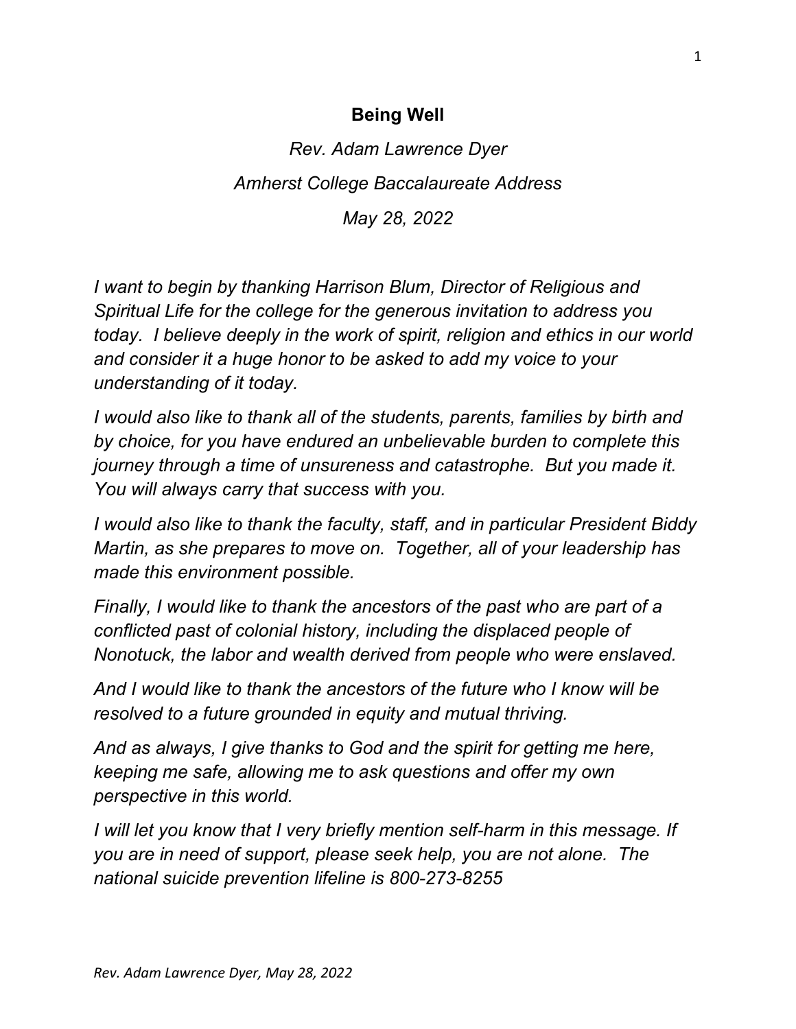# Being Well

*Rev. Adam Lawrence Dyer*

*Amherst College Baccalaureate Address*

*May 28, 2022*

*I want to begin by thanking Harrison Blum, Director of Religious and Spiritual Life for the college for the generous invitation to address you today. I believe deeply in the work of spirit, religion and ethics in our world and consider it a huge honor to be asked to add my voice to your understanding of it today.*

*I would also like to thank all of the students, parents, families by birth and by choice, for you have endured an unbelievable burden to complete this journey through a time of unsureness and catastrophe. But you made it. You will always carry that success with you.*

*I would also like to thank the faculty, staff, and in particular President Biddy Martin, as she prepares to move on. Together, all of your leadership has made this environment possible.*

*Finally, I would like to thank the ancestors of the past who are part of a conflicted past of colonial history, including the displaced people of Nonotuck, the labor and wealth derived from people who were enslaved.*

*And I would like to thank the ancestors of the future who I know will be resolved to a future grounded in equity and mutual thriving.*

*And as always, I give thanks to God and the spirit for getting me here, keeping me safe, allowing me to ask questions and offer my own perspective in this world.*

*I will let you know that I very briefly mention self-harm in this message. If you are in need of support, please seek help, you are not alone. The national suicide prevention lifeline is 800-273-8255*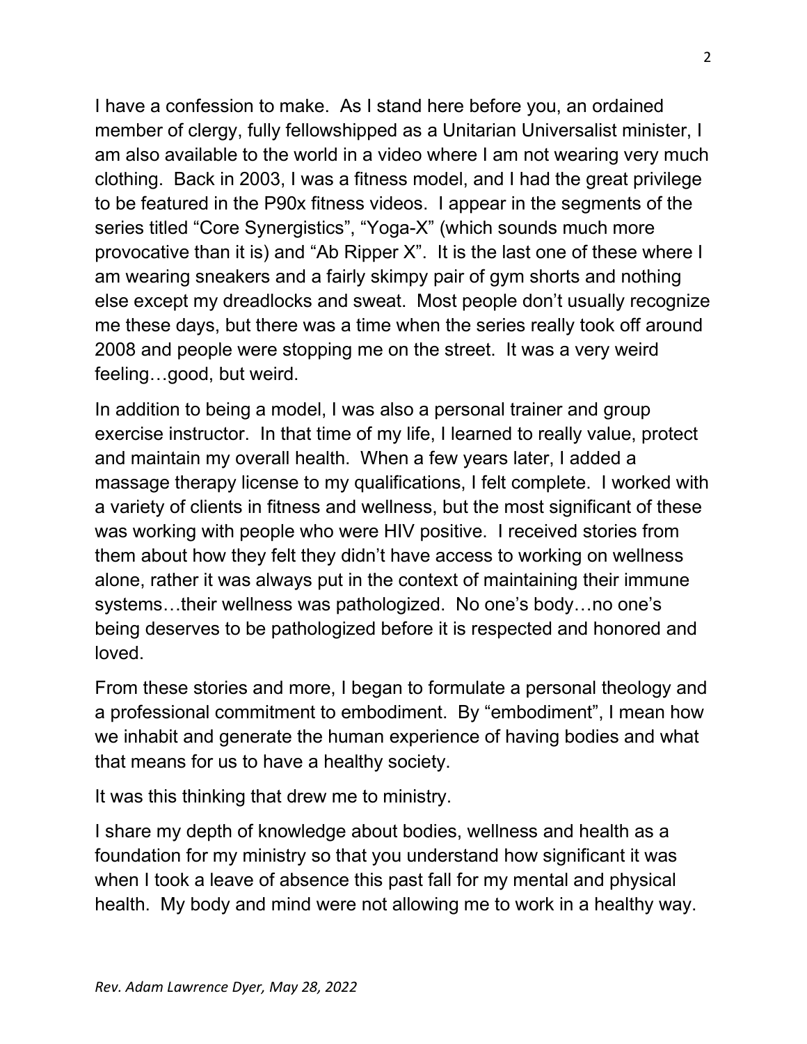I have a confession to make. As I stand here before you, an ordained member of clergy, fully fellowshipped as a Unitarian Universalist minister, I am also available to the world in a video where I am not wearing very much clothing. Back in 2003, I was a fitness model, and I had the great privilege to be featured in the P90x fitness videos. I appear in the segments of the series titled "Core Synergistics", "Yoga-X" (which sounds much more provocative than it is) and "Ab Ripper X". It is the last one of these where I am wearing sneakers and a fairly skimpy pair of gym shorts and nothing else except my dreadlocks and sweat. Most people don't usually recognize me these days, but there was a time when the series really took off around 2008 and people were stopping me on the street. It was a very weird feeling…good, but weird.

In addition to being a model, I was also a personal trainer and group exercise instructor. In that time of my life, I learned to really value, protect and maintain my overall health. When a few years later, I added a massage therapy license to my qualifications, I felt complete. I worked with a variety of clients in fitness and wellness, but the most significant of these was working with people who were HIV positive. I received stories from them about how they felt they didn't have access to working on wellness alone, rather it was always put in the context of maintaining their immune systems…their wellness was pathologized. No one's body…no one's being deserves to be pathologized before it is respected and honored and loved.

From these stories and more, I began to formulate a personal theology and a professional commitment to embodiment. By "embodiment", I mean how we inhabit and generate the human experience of having bodies and what that means for us to have a healthy society.

It was this thinking that drew me to ministry.

I share my depth of knowledge about bodies, wellness and health as a foundation for my ministry so that you understand how significant it was when I took a leave of absence this past fall for my mental and physical health. My body and mind were not allowing me to work in a healthy way.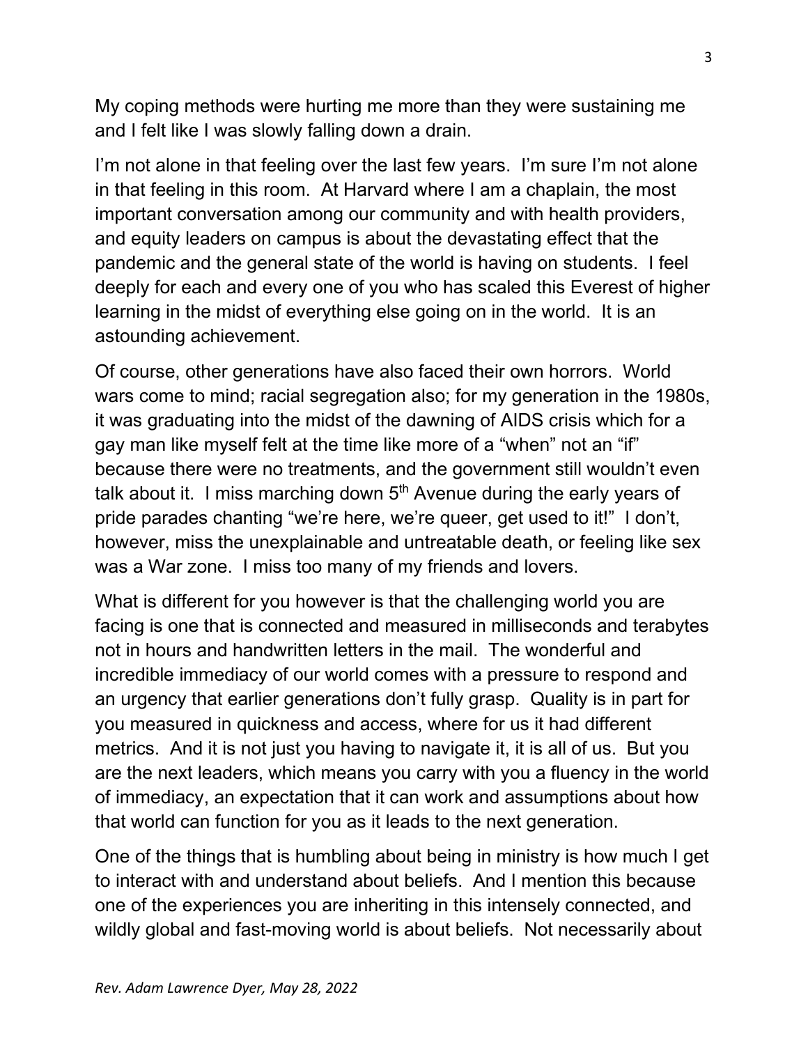My coping methods were hurting me more than they were sustaining me and I felt like I was slowly falling down a drain.

I'm not alone in that feeling over the last few years. I'm sure I'm not alone in that feeling in this room. At Harvard where I am a chaplain, the most important conversation among our community and with health providers, and equity leaders on campus is about the devastating effect that the pandemic and the general state of the world is having on students. I feel deeply for each and every one of you who has scaled this Everest of higher learning in the midst of everything else going on in the world. It is an astounding achievement.

Of course, other generations have also faced their own horrors. World wars come to mind; racial segregation also; for my generation in the 1980s, it was graduating into the midst of the dawning of AIDS crisis which for a gay man like myself felt at the time like more of a "when" not an "if" because there were no treatments, and the government still wouldn't even talk about it. I miss marching down 5th Avenue during the early years of pride parades chanting "we're here, we're queer, get used to it!" I don't, however, miss the unexplainable and untreatable death, or feeling like sex was a War zone. I miss too many of my friends and lovers.

What is different for you however is that the challenging world you are facing is one that is connected and measured in milliseconds and terabytes not in hours and handwritten letters in the mail. The wonderful and incredible immediacy of our world comes with a pressure to respond and an urgency that earlier generations don't fully grasp. Quality is in part for you measured in quickness and access, where for us it had different metrics. And it is not just you having to navigate it, it is all of us. But you are the next leaders, which means you carry with you a fluency in the world of immediacy, an expectation that it can work and assumptions about how that world can function for you as it leads to the next generation.

One of the things that is humbling about being in ministry is how much I get to interact with and understand about beliefs. And I mention this because one of the experiences you are inheriting in this intensely connected, and wildly global and fast-moving world is about beliefs. Not necessarily about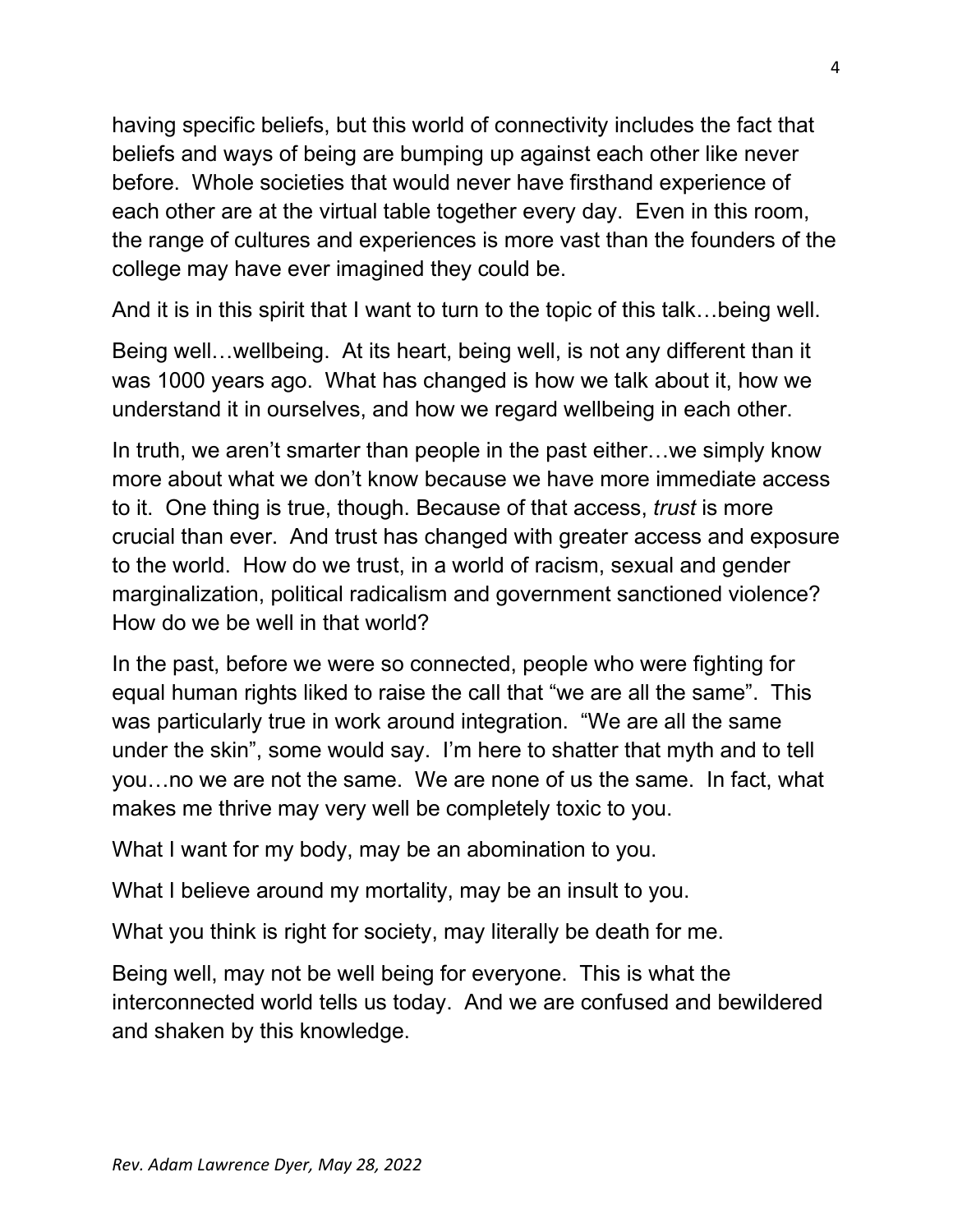having specific beliefs, but this world of connectivity includes the fact that beliefs and ways of being are bumping up against each other like never before. Whole societies that would never have firsthand experience of each other are at the virtual table together every day. Even in this room, the range of cultures and experiences is more vast than the founders of the college may have ever imagined they could be.

And it is in this spirit that I want to turn to the topic of this talk…being well.

Being well…wellbeing. At its heart, being well, is not any different than it was 1000 years ago. What has changed is how we talk about it, how we understand it in ourselves, and how we regard wellbeing in each other.

In truth, we aren't smarter than people in the past either…we simply know more about what we don't know because we have more immediate access to it. One thing is true, though. Because of that access, *trust* is more crucial than ever. And trust has changed with greater access and exposure to the world. How do we trust, in a world of racism, sexual and gender marginalization, political radicalism and government sanctioned violence? How do we be well in that world?

In the past, before we were so connected, people who were fighting for equal human rights liked to raise the call that "we are all the same". This was particularly true in work around integration. "We are all the same under the skin", some would say. I'm here to shatter that myth and to tell you…no we are not the same. We are none of us the same. In fact, what makes me thrive may very well be completely toxic to you.

What I want for my body, may be an abomination to you.

What I believe around my mortality, may be an insult to you.

What you think is right for society, may literally be death for me.

Being well, may not be well being for everyone. This is what the interconnected world tells us today. And we are confused and bewildered and shaken by this knowledge.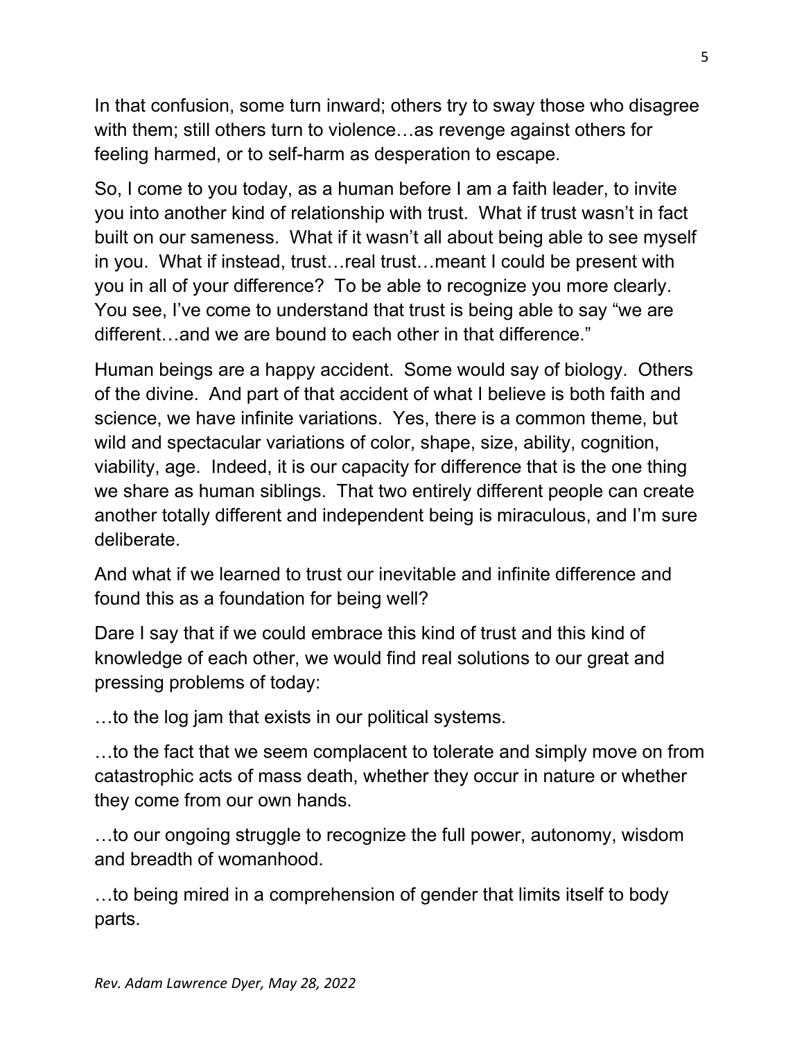In that confusion, some turn inward; others try to sway those who disagree with them; still others turn to violence…as revenge against others for feeling harmed, or to self-harm as desperation to escape.

So, I come to you today, as a human before I am a faith leader, to invite you into another kind of relationship with trust. What if trust wasn't in fact built on our sameness. What if it wasn't all about being able to see myself in you. What if instead, trust…real trust…meant I could be present with you in all of your difference? To be able to recognize you more clearly. You see, I've come to understand that trust is being able to say "we are different…and we are bound to each other in that difference."

Human beings are a happy accident. Some would say of biology. Others of the divine. And part of that accident of what I believe is both faith and science, we have infinite variations. Yes, there is a common theme, but wild and spectacular variations of color, shape, size, ability, cognition, viability, age. Indeed, it is our capacity for difference that is the one thing we share as human siblings. That two entirely different people can create another totally different and independent being is miraculous, and I'm sure deliberate.

And what if we learned to trust our inevitable and infinite difference and found this as a foundation for being well?

Dare I say that if we could embrace this kind of trust and this kind of knowledge of each other, we would find real solutions to our great and pressing problems of today:

…to the log jam that exists in our political systems.

…to the fact that we seem complacent to tolerate and simply move on from catastrophic acts of mass death, whether they occur in nature or whether they come from our own hands.

…to our ongoing struggle to recognize the full power, autonomy, wisdom and breadth of womanhood.

…to being mired in a comprehension of gender that limits itself to body parts.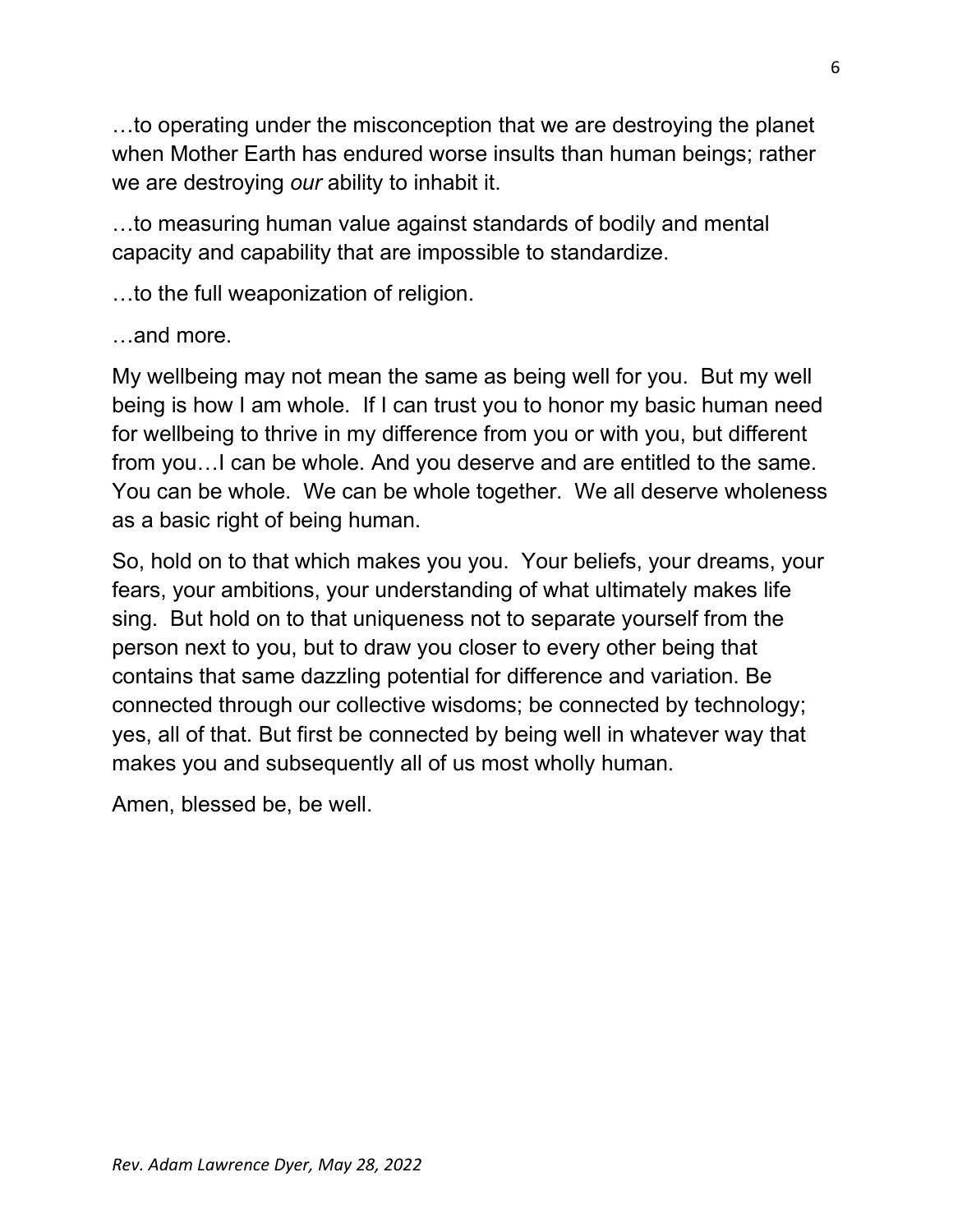…to operating under the misconception that we are destroying the planet when Mother Earth has endured worse insults than human beings; rather we are destroying *our* ability to inhabit it.

…to measuring human value against standards of bodily and mental capacity and capability that are impossible to standardize.

…to the full weaponization of religion.

…and more.

My wellbeing may not mean the same as being well for you. But my well being is how I am whole. If I can trust you to honor my basic human need for wellbeing to thrive in my difference from you or with you, but different from you…I can be whole. And you deserve and are entitled to the same. You can be whole. We can be whole together. We all deserve wholeness as a basic right of being human.

So, hold on to that which makes you you. Your beliefs, your dreams, your fears, your ambitions, your understanding of what ultimately makes life sing. But hold on to that uniqueness not to separate yourself from the person next to you, but to draw you closer to every other being that contains that same dazzling potential for difference and variation. Be connected through our collective wisdoms; be connected by technology; yes, all of that. But first be connected by being well in whatever way that makes you and subsequently all of us most wholly human.

Amen, blessed be, be well.